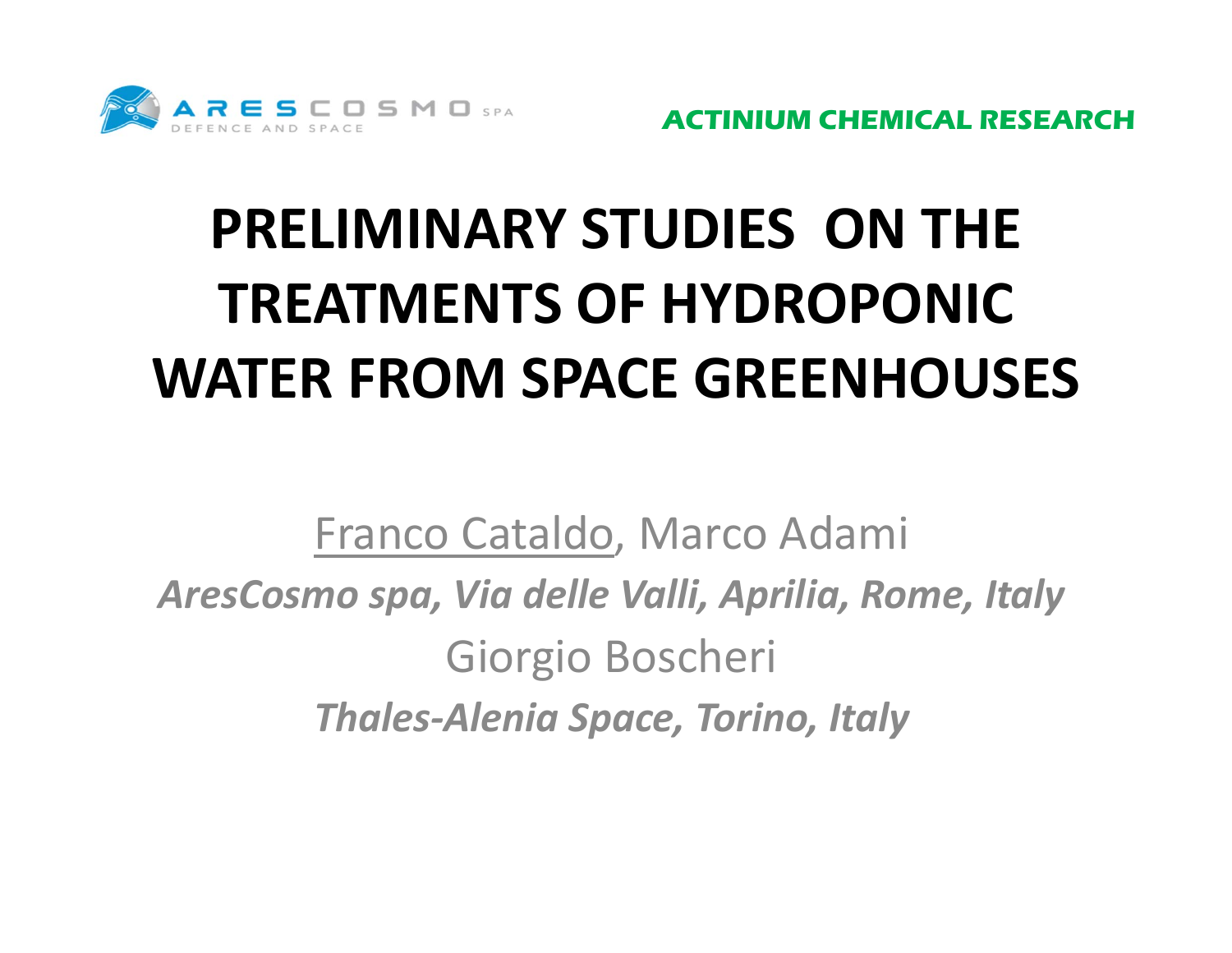ARESCOSMO SPA
DEFENCE AND SPACE

ACTINIUM CHEMICAL RESEARCH

# PRELIMINARY STUDIES ON THE TREATMENTS OF HYDROPONIC WATER FROM SPACE GREENHOUSES

Franco Cataldo, Marco Adami

***AresCosmo spa, Via delle Valli, Aprilia, Rome, Italy***

Giorgio Boscheri

***Thales-Alenia Space, Torino, Italy***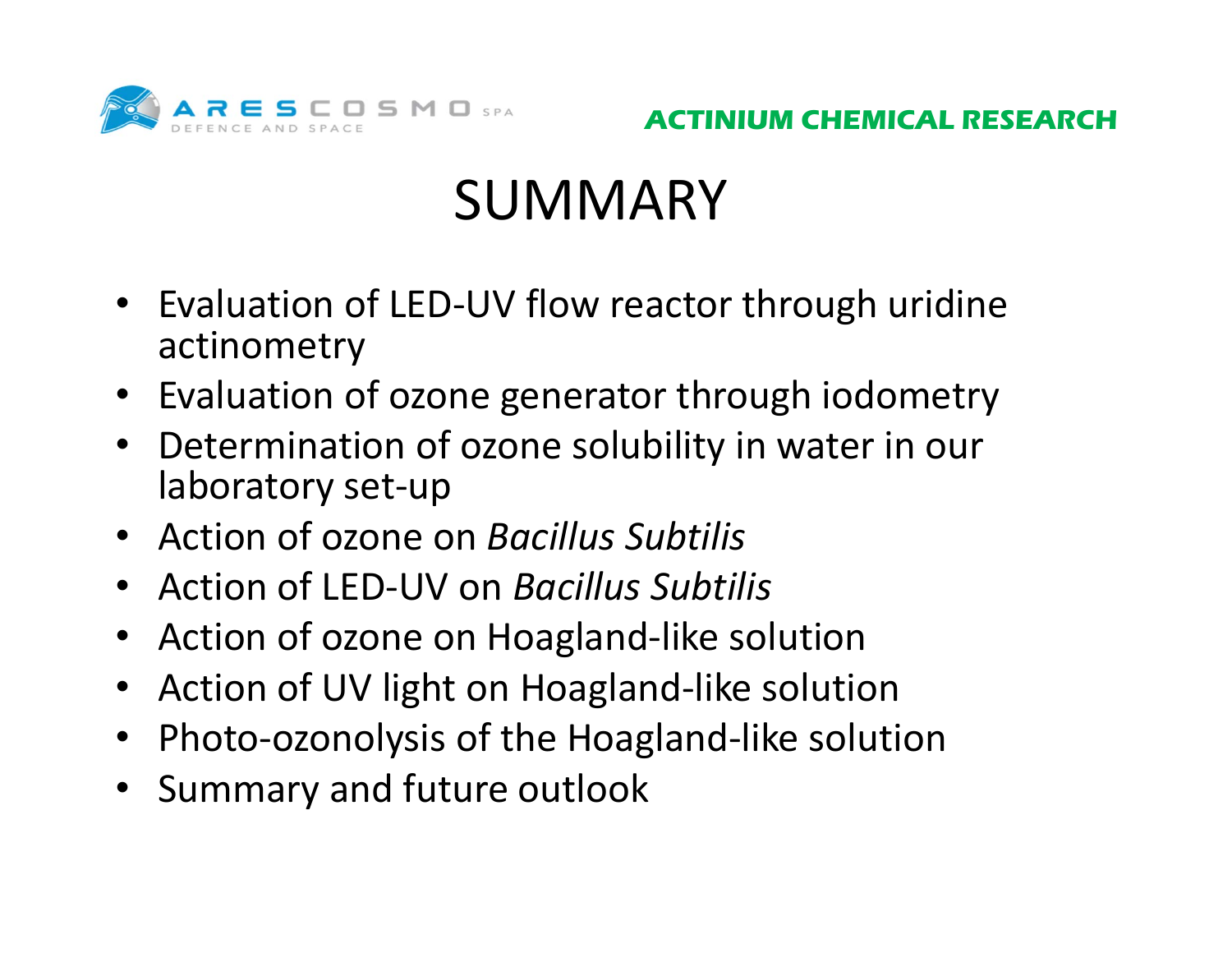# SUMMARY

- Evaluation of LED-UV flow reactor through uridine actinometry
- Evaluation of ozone generator through iodometry
- Determination of ozone solubility in water in our laboratory set-up
- Action of ozone on *Bacillus Subtilis*
- Action of LED-UV on *Bacillus Subtilis*
- Action of ozone on Hoagland-like solution
- Action of UV light on Hoagland-like solution
- Photo-ozonolysis of the Hoagland-like solution
- Summary and future outlook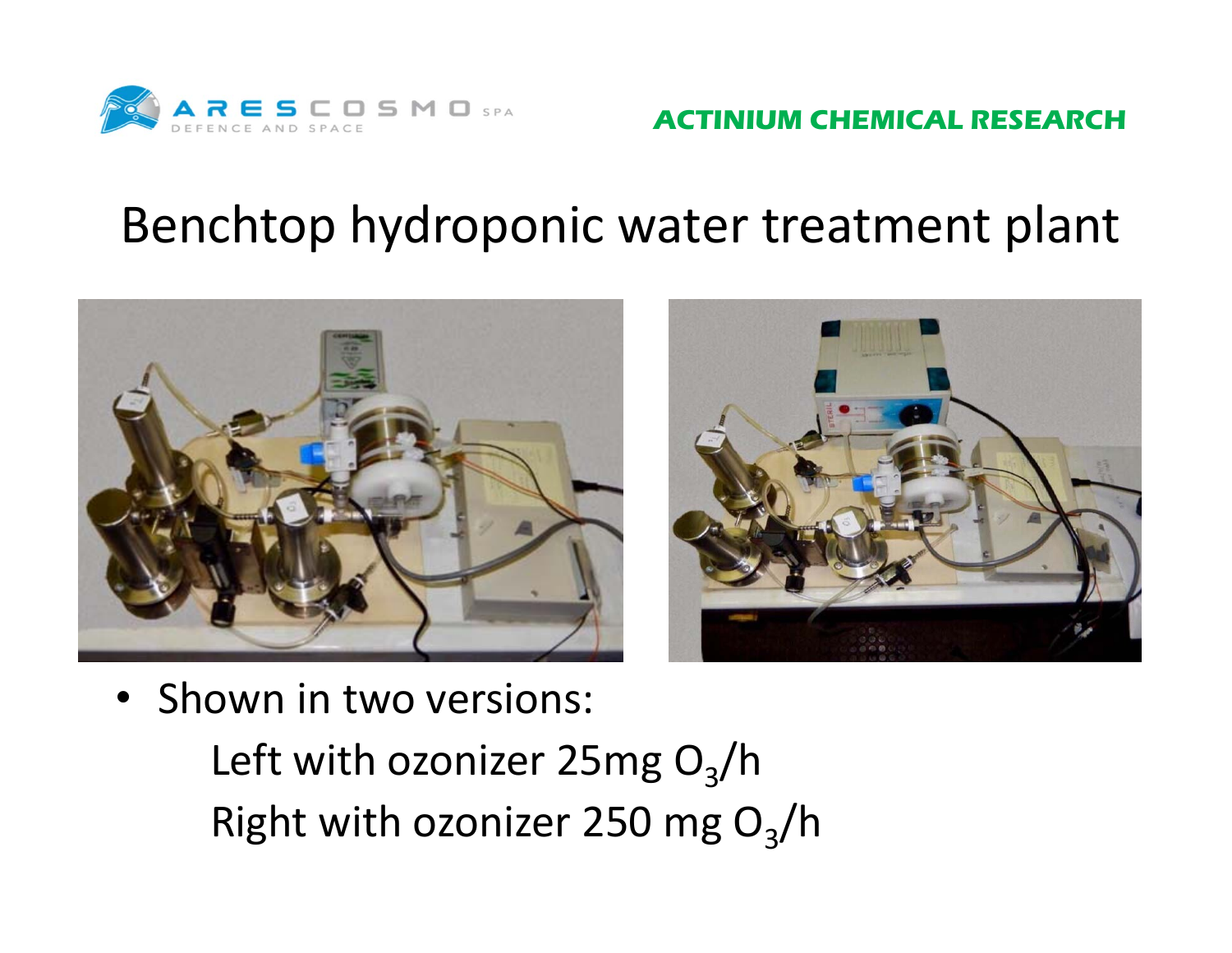# Benchtop hydroponic water treatment plant

- Shown in two versions:

  Left with ozonizer 25mg $O_3$/h

  Right with ozonizer 250 mg $O_3$/h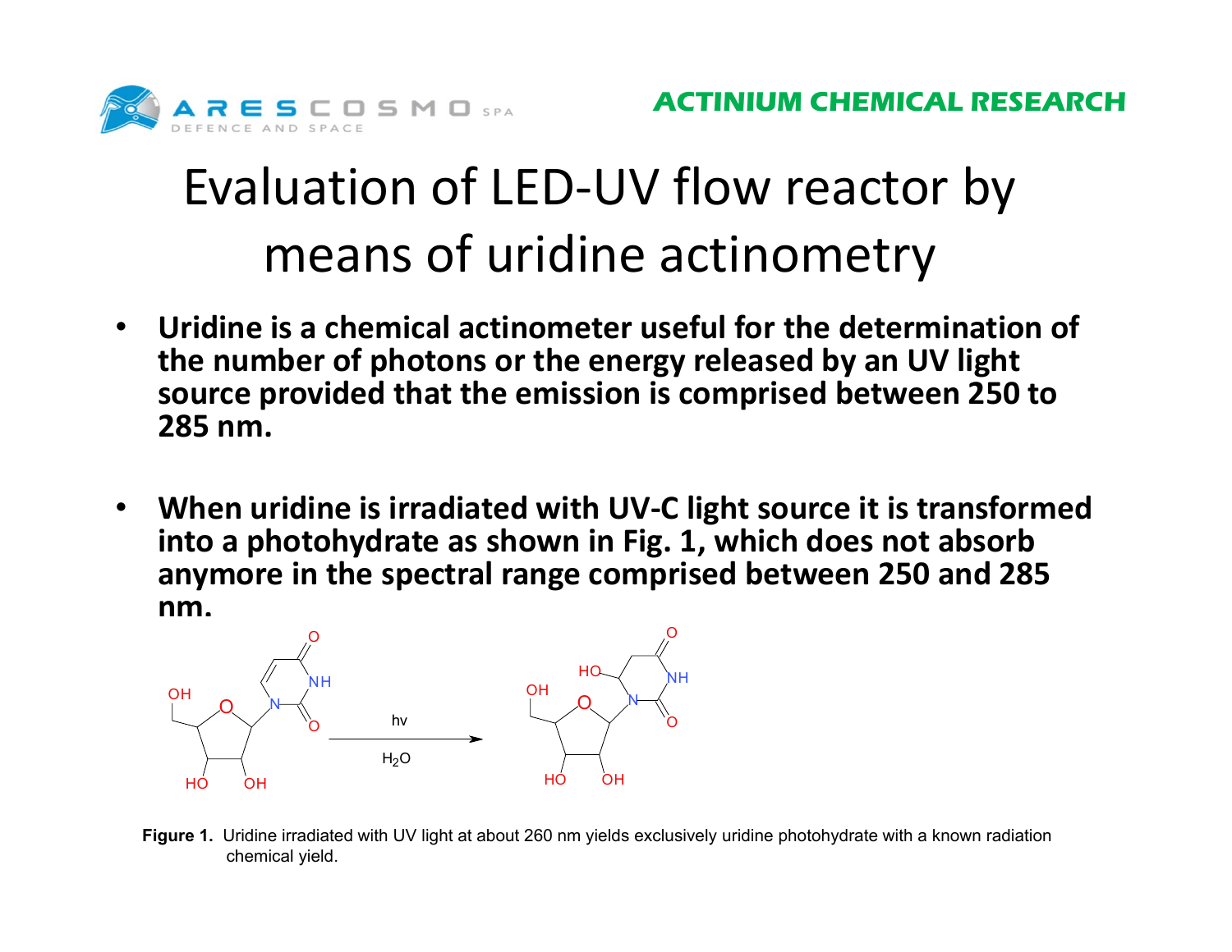# Evaluation of LED-UV flow reactor by means of uridine actinometry

- **Uridine is a chemical actinometer useful for the determination of the number of photons or the energy released by an UV light source provided that the emission is comprised between 250 to 285 nm.**

- **When uridine is irradiated with UV-C light source it is transformed into a photohydrate as shown in Fig. 1, which does not absorb anymore in the spectral range comprised between 250 and 285 nm.**

**Figure 1.** Uridine irradiated with UV light at about 260 nm yields exclusively uridine photohydrate with a known radiation chemical yield.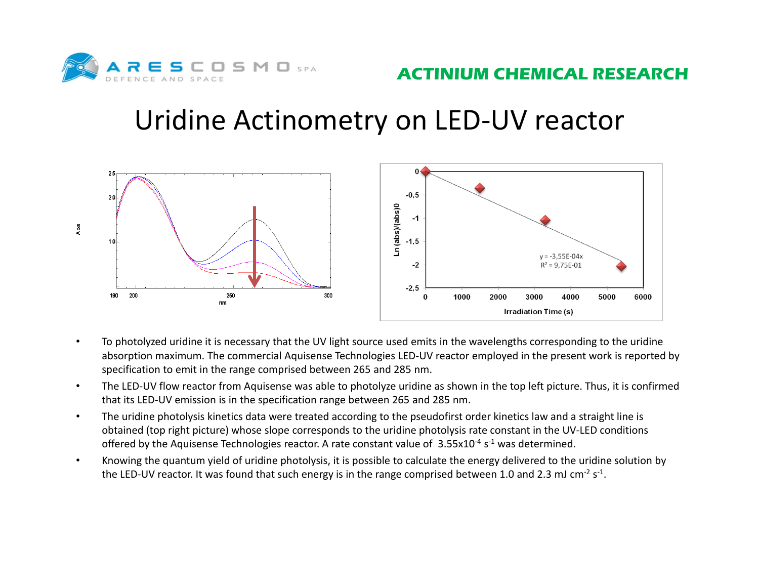# Uridine Actinometry on LED-UV reactor

- To photolyzed uridine it is necessary that the UV light source used emits in the wavelengths corresponding to the uridine absorption maximum. The commercial Aquisense Technologies LED-UV reactor employed in the present work is reported by specification to emit in the range comprised between 265 and 285 nm.
- The LED-UV flow reactor from Aquisense was able to photolyze uridine as shown in the top left picture. Thus, it is confirmed that its LED-UV emission is in the specification range between 265 and 285 nm.
- The uridine photolysis kinetics data were treated according to the pseudofirst order kinetics law and a straight line is obtained (top right picture) whose slope corresponds to the uridine photolysis rate constant in the UV-LED conditions offered by the Aquisense Technologies reactor. A rate constant value of $3.55 \times 10^{-4}$ $s^{-1}$ was determined.
- Knowing the quantum yield of uridine photolysis, it is possible to calculate the energy delivered to the uridine solution by the LED-UV reactor. It was found that such energy is in the range comprised between 1.0 and 2.3 mJ $cm^{-2}$ $s^{-1}$.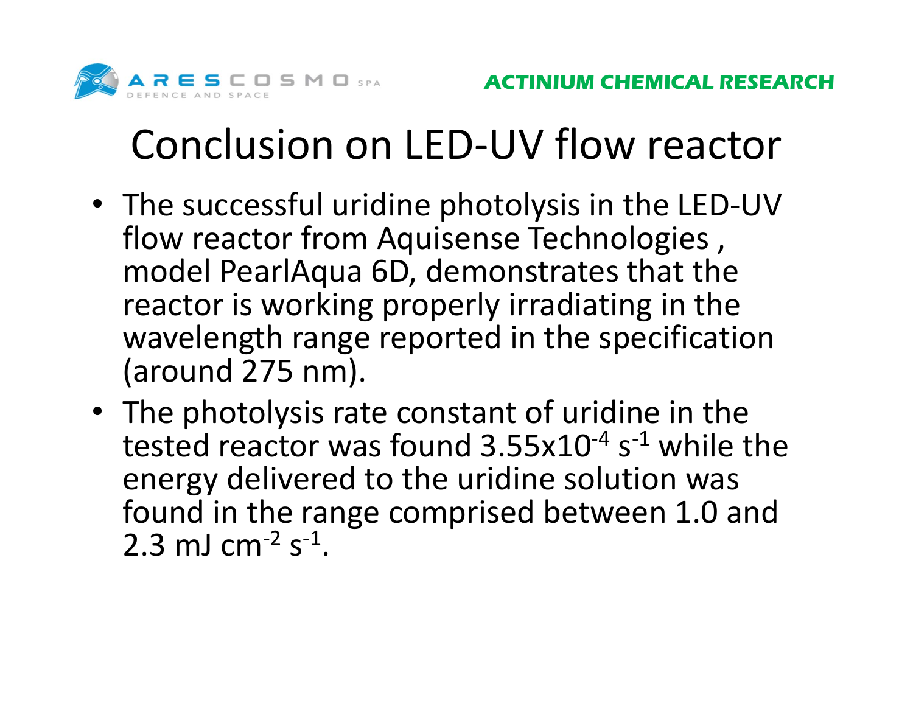# Conclusion on LED-UV flow reactor

- The successful uridine photolysis in the LED-UV flow reactor from Aquisense Technologies , model PearlAqua 6D, demonstrates that the reactor is working properly irradiating in the wavelength range reported in the specification (around 275 nm).
- The photolysis rate constant of uridine in the tested reactor was found $3.55 \times 10^{-4}$ $s^{-1}$ while the energy delivered to the uridine solution was found in the range comprised between 1.0 and 2.3 mJ $cm^{-2}$ $s^{-1}$.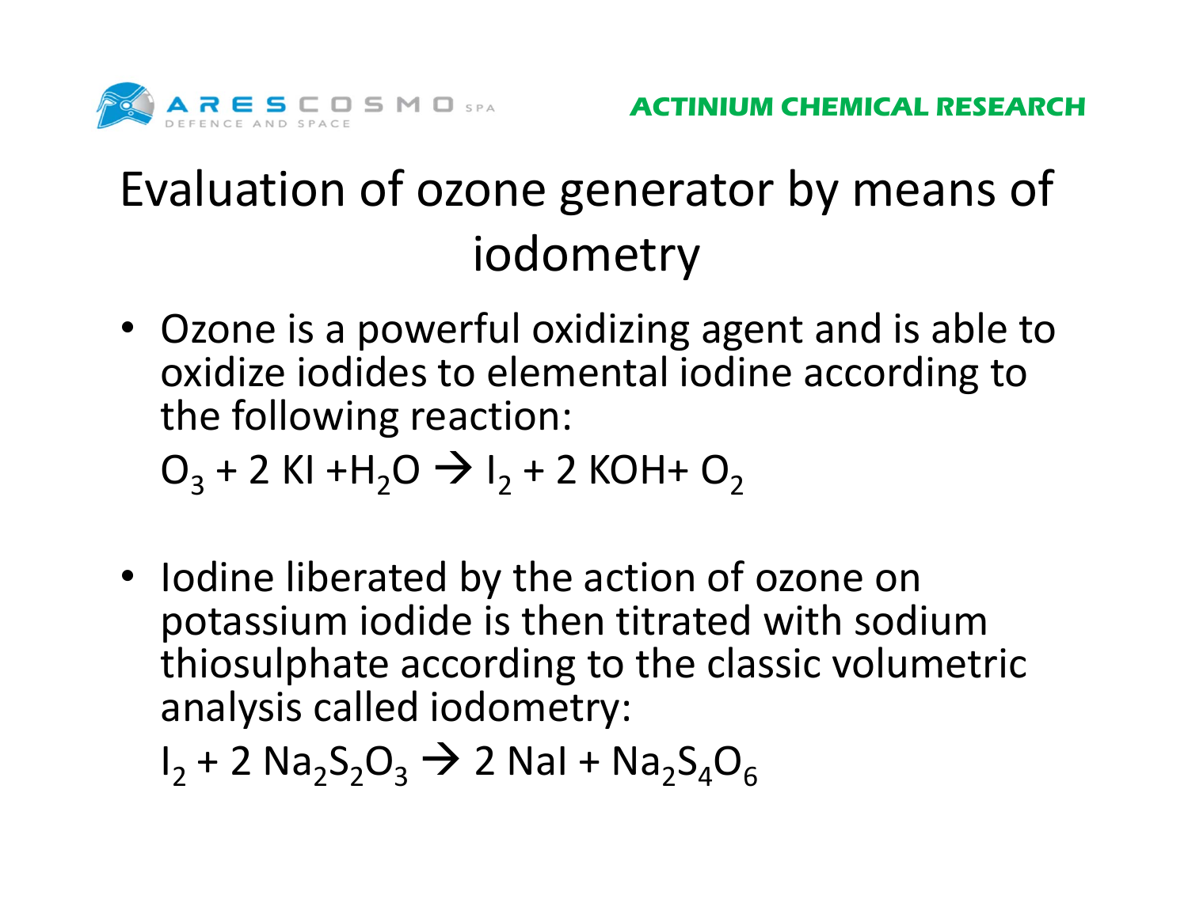# Evaluation of ozone generator by means of iodometry

- Ozone is a powerful oxidizing agent and is able to oxidize iodides to elemental iodine according to the following reaction:

  $O_3 + 2\ KI + H_2O \rightarrow I_2 + 2\ KOH + O_2$

- Iodine liberated by the action of ozone on potassium iodide is then titrated with sodium thiosulphate according to the classic volumetric analysis called iodometry:

  $I_2 + 2\ Na_2S_2O_3 \rightarrow 2\ NaI + Na_2S_4O_6$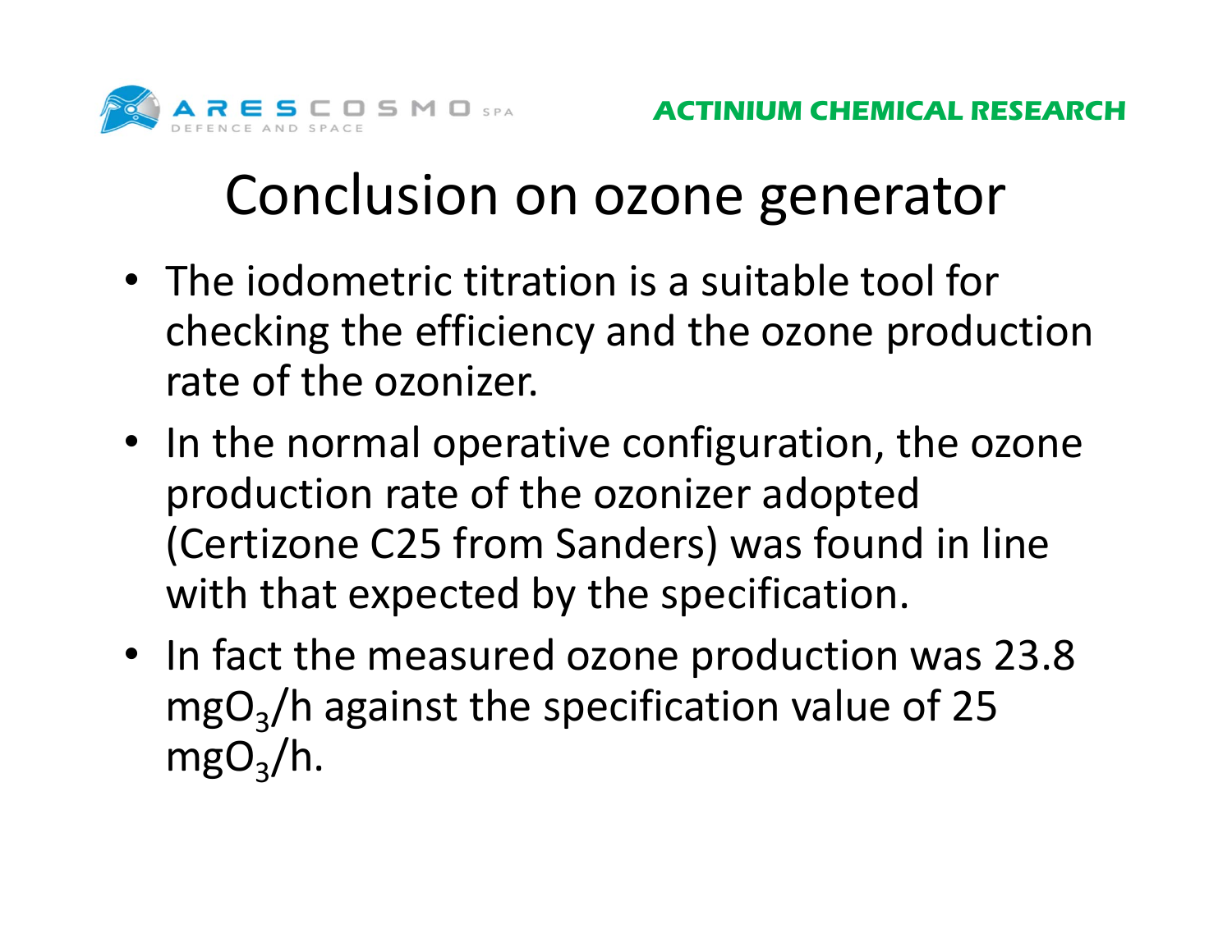# Conclusion on ozone generator

- The iodometric titration is a suitable tool for checking the efficiency and the ozone production rate of the ozonizer.
- In the normal operative configuration, the ozone production rate of the ozonizer adopted (Certizone C25 from Sanders) was found in line with that expected by the specification.
- In fact the measured ozone production was 23.8 $mgO_3/h$ against the specification value of 25 $mgO_3/h$.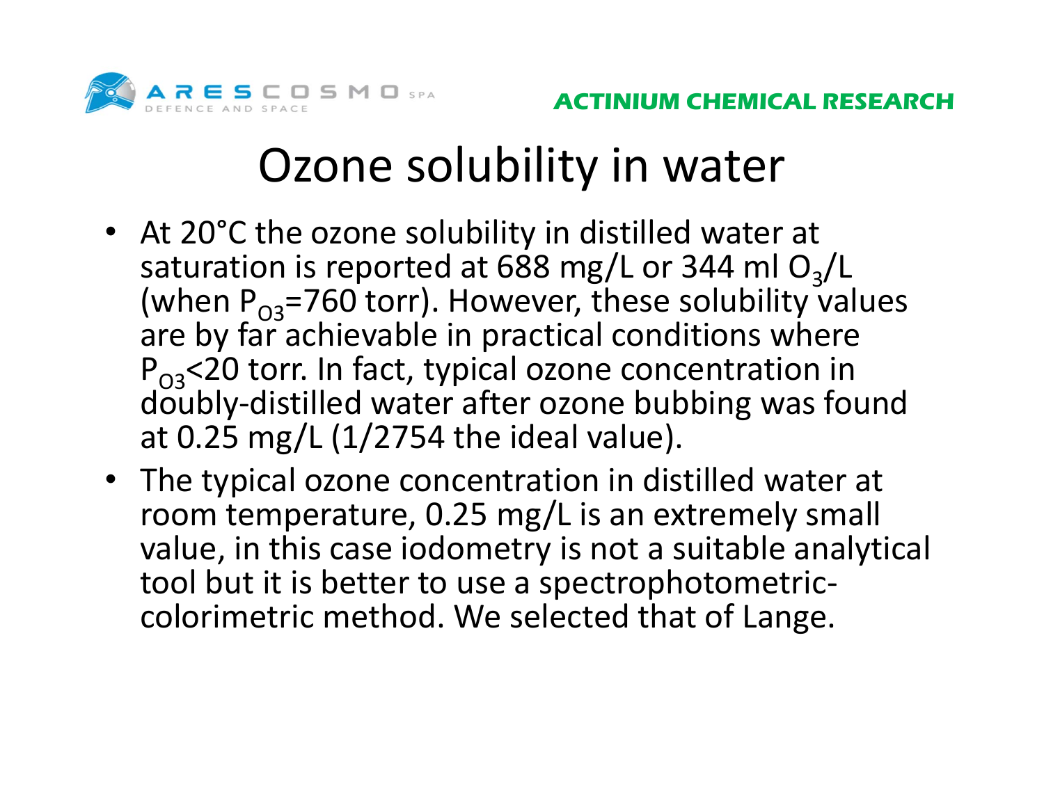# Ozone solubility in water

- At 20°C the ozone solubility in distilled water at saturation is reported at 688 mg/L or 344 ml $O_3$/L (when $P_{O3}$=760 torr). However, these solubility values are by far achievable in practical conditions where $P_{O3}$<20 torr. In fact, typical ozone concentration in doubly-distilled water after ozone bubbing was found at 0.25 mg/L (1/2754 the ideal value).
- The typical ozone concentration in distilled water at room temperature, 0.25 mg/L is an extremely small value, in this case iodometry is not a suitable analytical tool but it is better to use a spectrophotometric-colorimetric method. We selected that of Lange.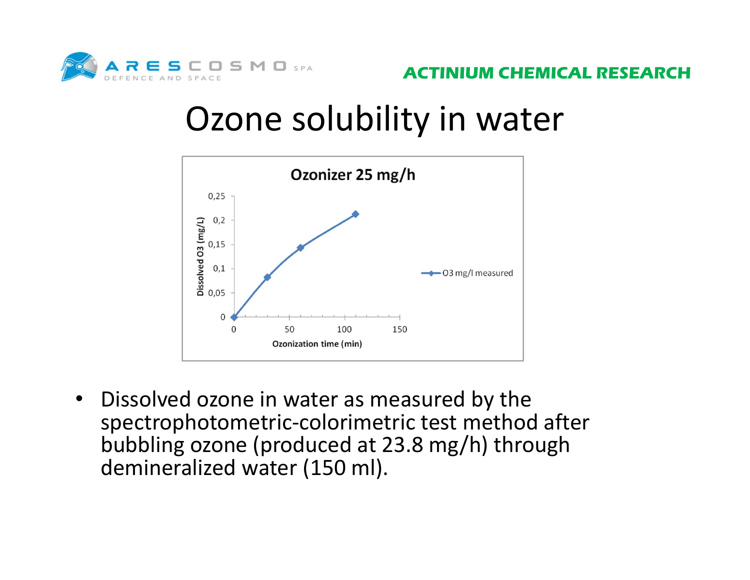# Ozone solubility in water

**Ozonizer 25 mg/h**

Dissolved O3 (mg/L): 0; 0,05; 0,1; 0,15; 0,2; 0,25

Ozonization time (min): 0; 50; 100; 150

— O3 mg/l measured

- Dissolved ozone in water as measured by the spectrophotometric-colorimetric test method after bubbling ozone (produced at 23.8 mg/h) through demineralized water (150 ml).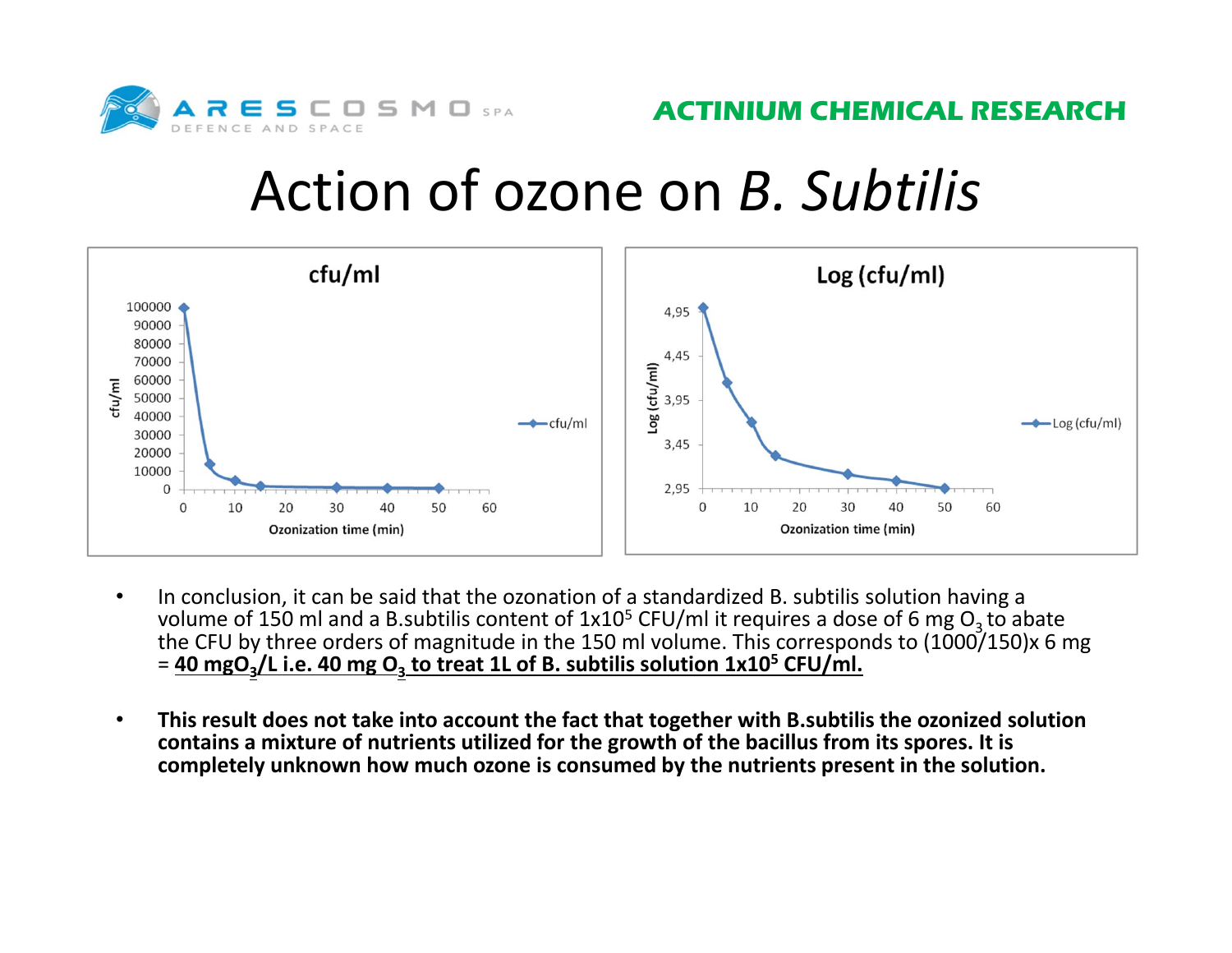# Action of ozone on *B. Subtilis*

- In conclusion, it can be said that the ozonation of a standardized B. subtilis solution having a volume of 150 ml and a B.subtilis content of $1x10^5$ CFU/ml it requires a dose of 6 mg $O_3$ to abate the CFU by three orders of magnitude in the 150 ml volume. This corresponds to (1000/150)x 6 mg = **40 mg$O_3$/L i.e. 40 mg $O_3$ to treat 1L of B. subtilis solution $1x10^5$ CFU/ml.**

- **This result does not take into account the fact that together with B.subtilis the ozonized solution contains a mixture of nutrients utilized for the growth of the bacillus from its spores. It is completely unknown how much ozone is consumed by the nutrients present in the solution.**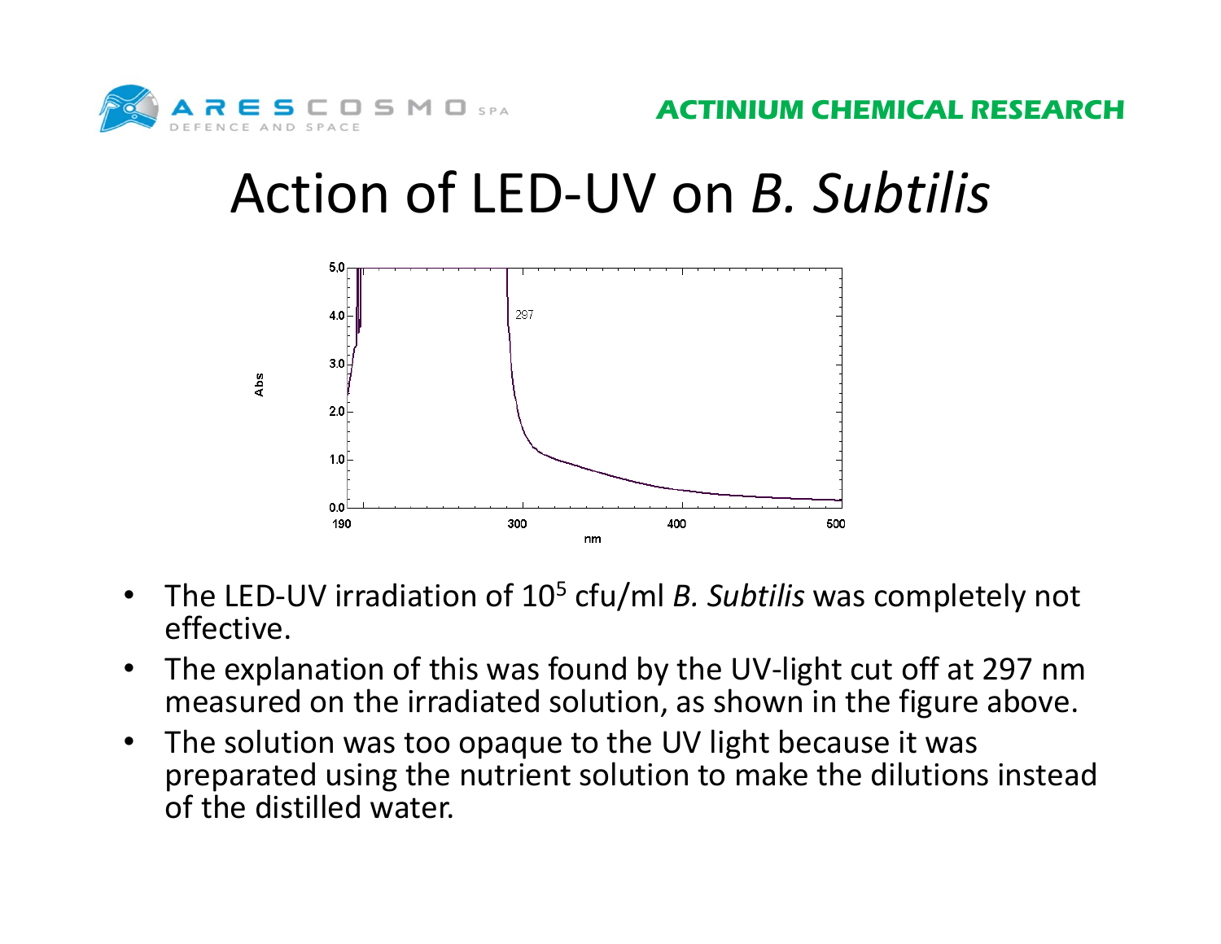# Action of LED-UV on *B. Subtilis*

- The LED-UV irradiation of $10^5$ cfu/ml *B. Subtilis* was completely not effective.
- The explanation of this was found by the UV-light cut off at 297 nm measured on the irradiated solution, as shown in the figure above.
- The solution was too opaque to the UV light because it was preparated using the nutrient solution to make the dilutions instead of the distilled water.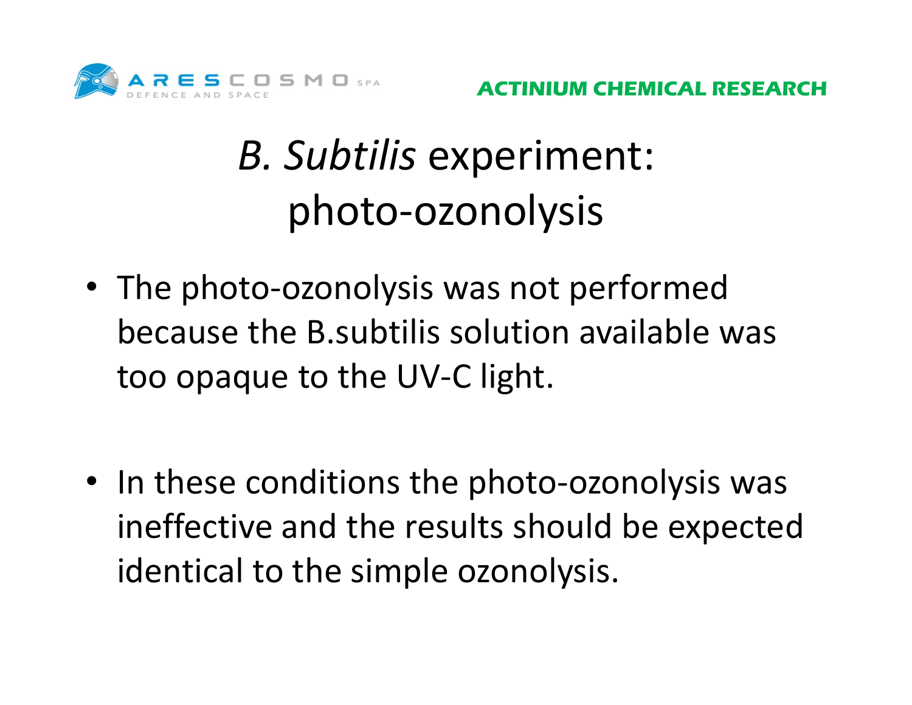# *B. Subtilis* experiment: photo-ozonolysis

- The photo-ozonolysis was not performed because the B.subtilis solution available was too opaque to the UV-C light.

- In these conditions the photo-ozonolysis was ineffective and the results should be expected identical to the simple ozonolysis.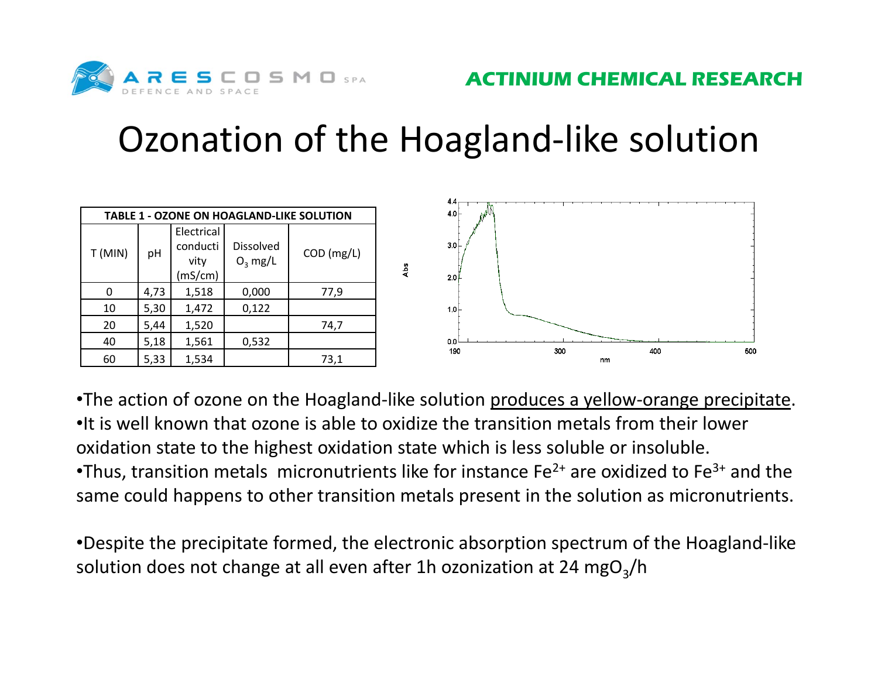# Ozonation of the Hoagland-like solution

| TABLE 1 - OZONE ON HOAGLAND-LIKE SOLUTION | | | | |
|---|---|---|---|---|
| T (MIN) | pH | Electrical conductivity (mS/cm) | Dissolved $O_3$ mg/L | COD (mg/L) |
| 0 | 4,73 | 1,518 | 0,000 | 77,9 |
| 10 | 5,30 | 1,472 | 0,122 | |
| 20 | 5,44 | 1,520 | | 74,7 |
| 40 | 5,18 | 1,561 | 0,532 | |
| 60 | 5,33 | 1,534 | | 73,1 |

- The action of ozone on the Hoagland-like solution produces a yellow-orange precipitate.
- It is well known that ozone is able to oxidize the transition metals from their lower oxidation state to the highest oxidation state which is less soluble or insoluble.
- Thus, transition metals micronutrients like for instance $Fe^{2+}$ are oxidized to $Fe^{3+}$ and the same could happens to other transition metals present in the solution as micronutrients.

- Despite the precipitate formed, the electronic absorption spectrum of the Hoagland-like solution does not change at all even after 1h ozonization at 24 $mgO_3/h$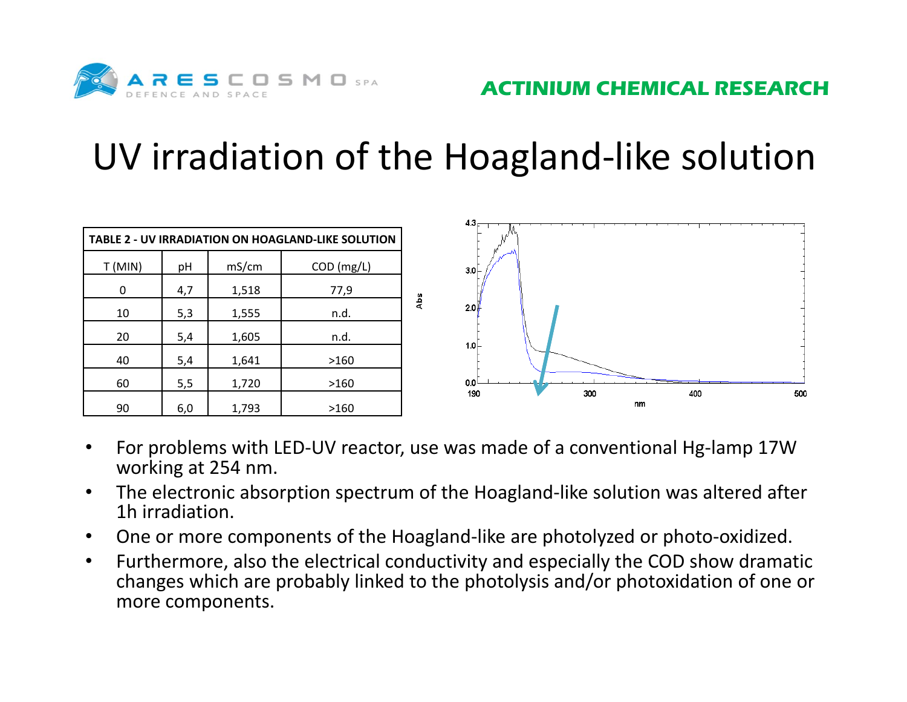# UV irradiation of the Hoagland-like solution

| TABLE 2 - UV IRRADIATION ON HOAGLAND-LIKE SOLUTION | | | |
|---|---|---|---|
| T (MIN) | pH | mS/cm | COD (mg/L) |
| 0 | 4,7 | 1,518 | 77,9 |
| 10 | 5,3 | 1,555 | n.d. |
| 20 | 5,4 | 1,605 | n.d. |
| 40 | 5,4 | 1,641 | >160 |
| 60 | 5,5 | 1,720 | >160 |
| 90 | 6,0 | 1,793 | >160 |

- For problems with LED-UV reactor, use was made of a conventional Hg-lamp 17W working at 254 nm.
- The electronic absorption spectrum of the Hoagland-like solution was altered after 1h irradiation.
- One or more components of the Hoagland-like are photolyzed or photo-oxidized.
- Furthermore, also the electrical conductivity and especially the COD show dramatic changes which are probably linked to the photolysis and/or photoxidation of one or more components.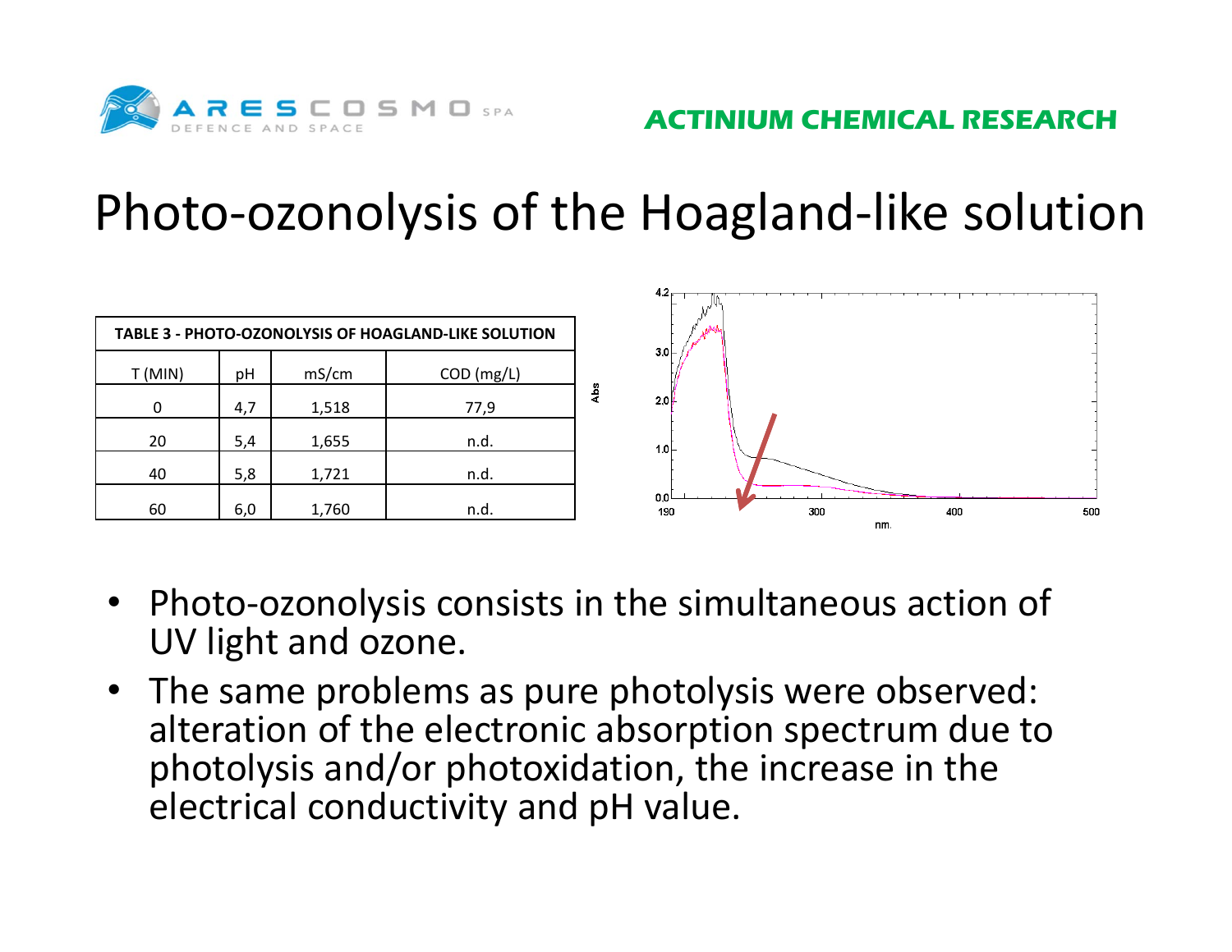# Photo-ozonolysis of the Hoagland-like solution

| TABLE 3 - PHOTO-OZONOLYSIS OF HOAGLAND-LIKE SOLUTION | | | |
|---|---|---|---|
| T (MIN) | pH | mS/cm | COD (mg/L) |
| 0 | 4,7 | 1,518 | 77,9 |
| 20 | 5,4 | 1,655 | n.d. |
| 40 | 5,8 | 1,721 | n.d. |
| 60 | 6,0 | 1,760 | n.d. |

- Photo-ozonolysis consists in the simultaneous action of UV light and ozone.
- The same problems as pure photolysis were observed: alteration of the electronic absorption spectrum due to photolysis and/or photoxidation, the increase in the electrical conductivity and pH value.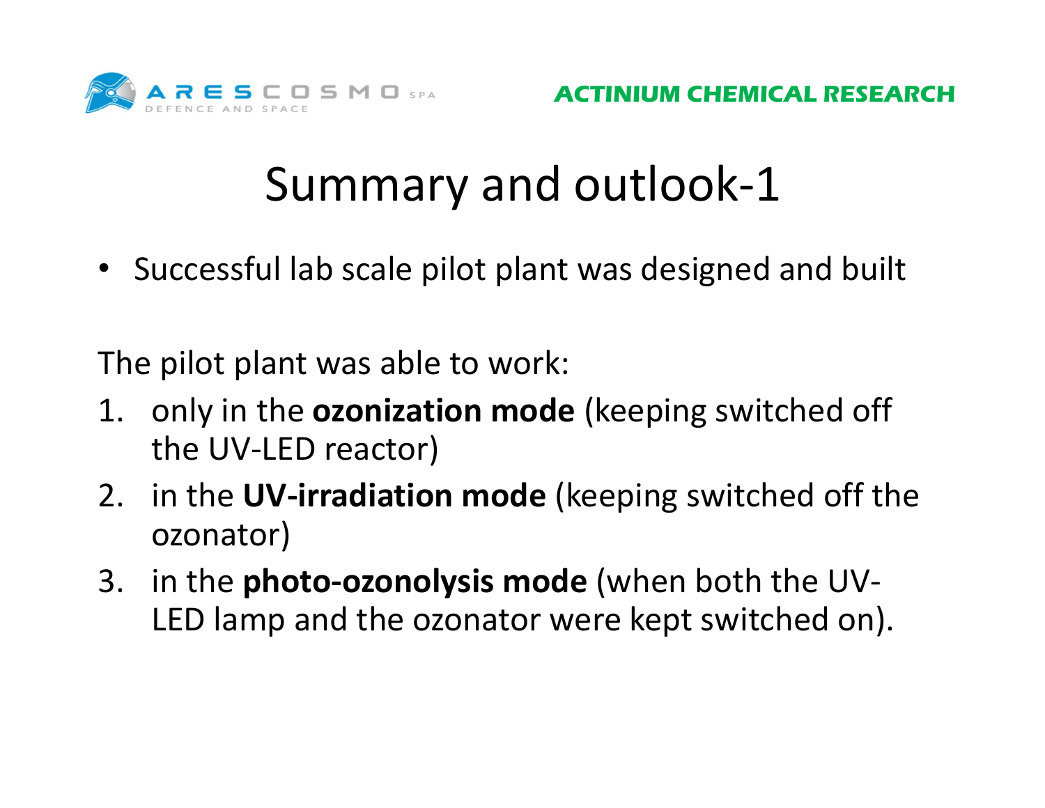# Summary and outlook-1

- Successful lab scale pilot plant was designed and built

The pilot plant was able to work:

1. only in the **ozonization mode** (keeping switched off the UV-LED reactor)
2. in the **UV-irradiation mode** (keeping switched off the ozonator)
3. in the **photo-ozonolysis mode** (when both the UV-LED lamp and the ozonator were kept switched on).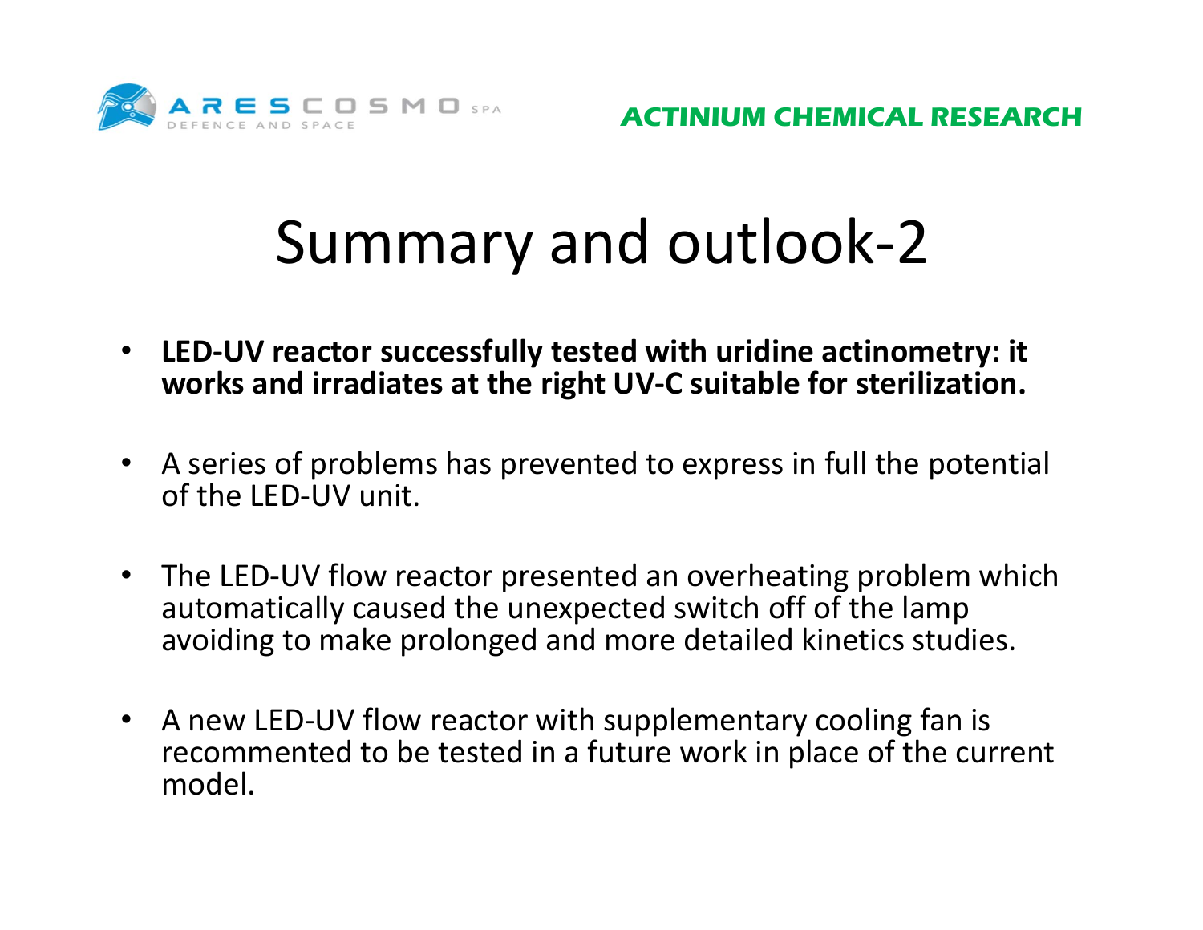# Summary and outlook-2

- **LED-UV reactor successfully tested with uridine actinometry: it works and irradiates at the right UV-C suitable for sterilization.**

- A series of problems has prevented to express in full the potential of the LED-UV unit.

- The LED-UV flow reactor presented an overheating problem which automatically caused the unexpected switch off of the lamp avoiding to make prolonged and more detailed kinetics studies.

- A new LED-UV flow reactor with supplementary cooling fan is recommented to be tested in a future work in place of the current model.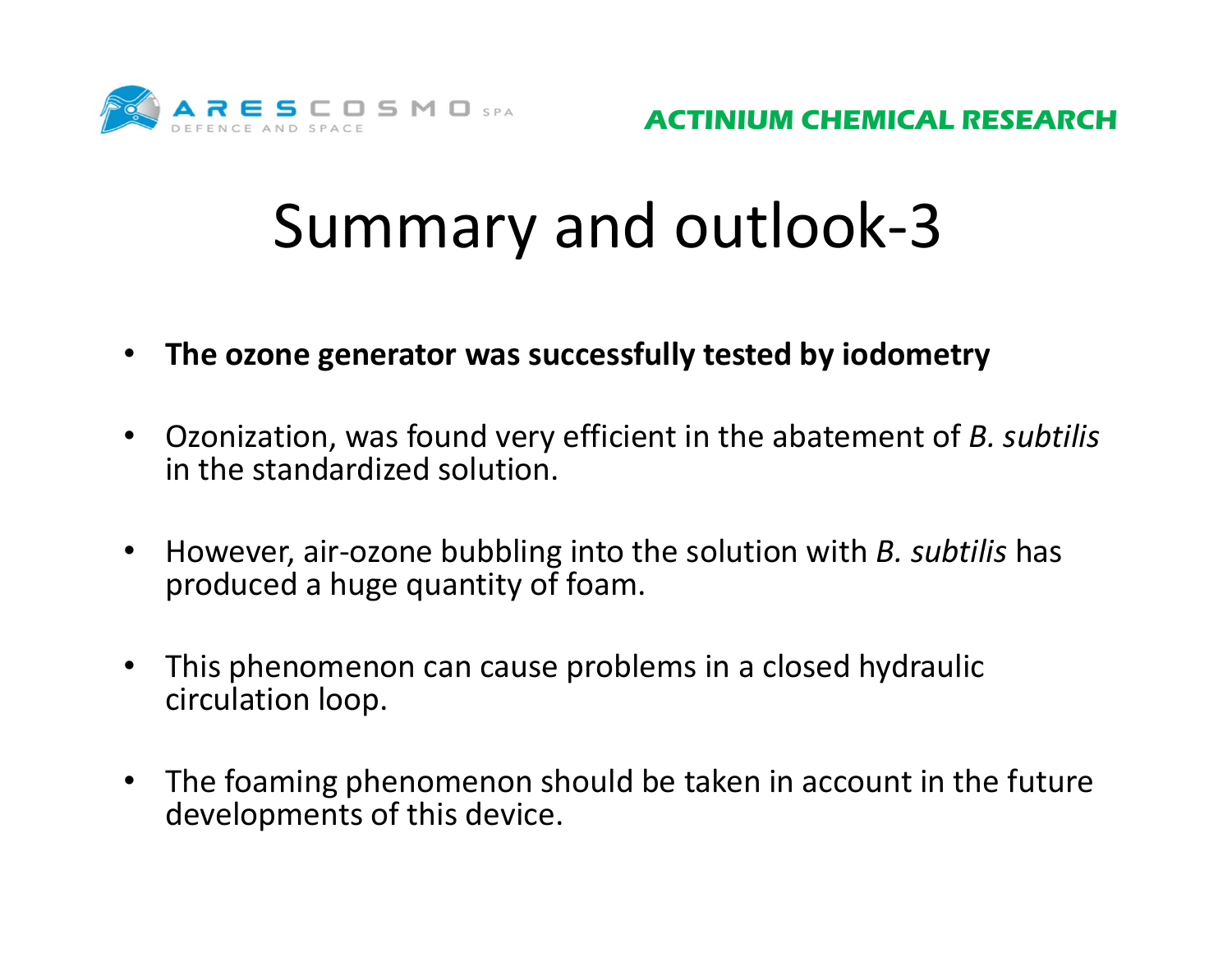# Summary and outlook-3

- **The ozone generator was successfully tested by iodometry**
- Ozonization, was found very efficient in the abatement of *B. subtilis* in the standardized solution.
- However, air-ozone bubbling into the solution with *B. subtilis* has produced a huge quantity of foam.
- This phenomenon can cause problems in a closed hydraulic circulation loop.
- The foaming phenomenon should be taken in account in the future developments of this device.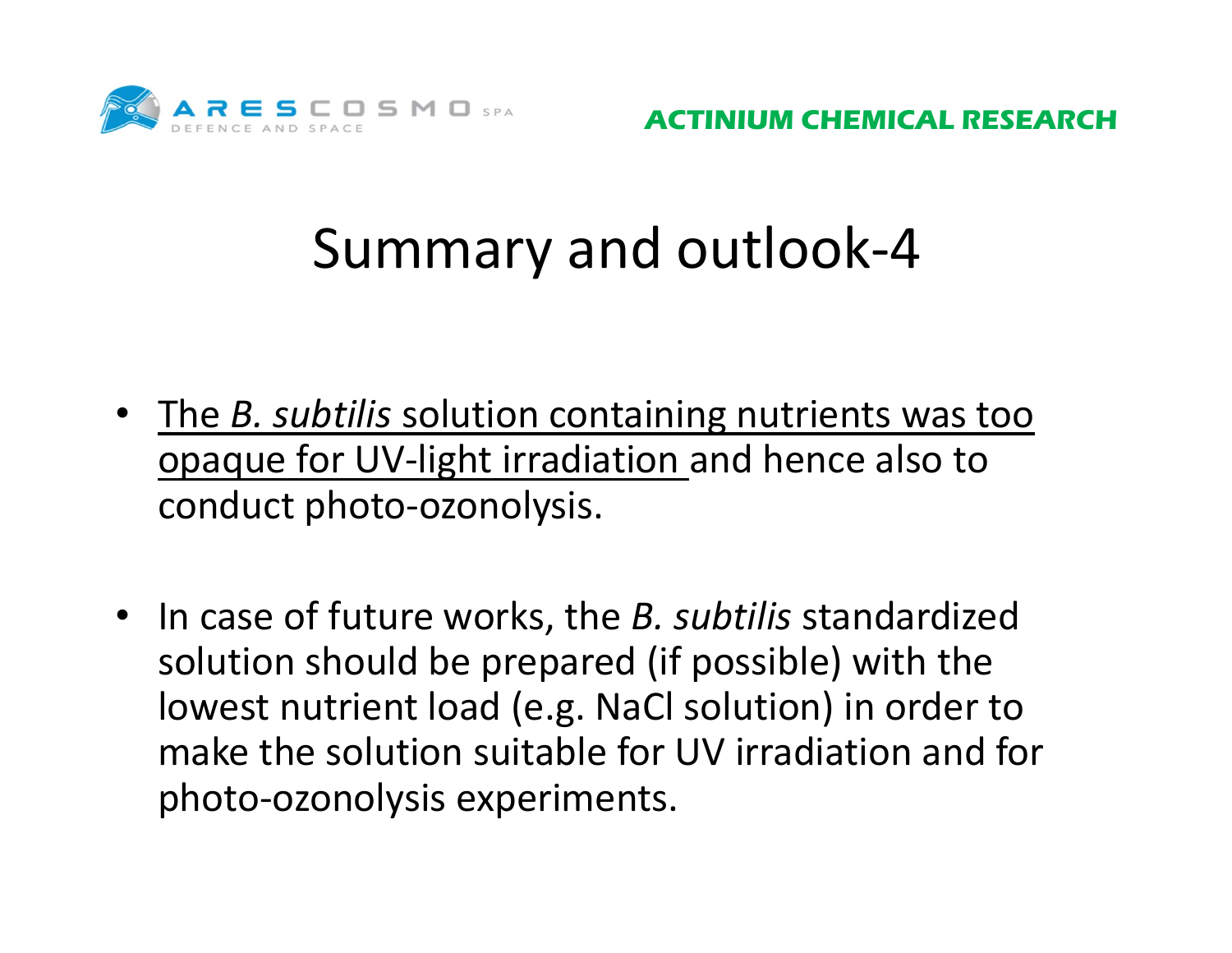# Summary and outlook-4

- The *B. subtilis* solution containing nutrients was too opaque for UV-light irradiation and hence also to conduct photo-ozonolysis.

- In case of future works, the *B. subtilis* standardized solution should be prepared (if possible) with the lowest nutrient load (e.g. NaCl solution) in order to make the solution suitable for UV irradiation and for photo-ozonolysis experiments.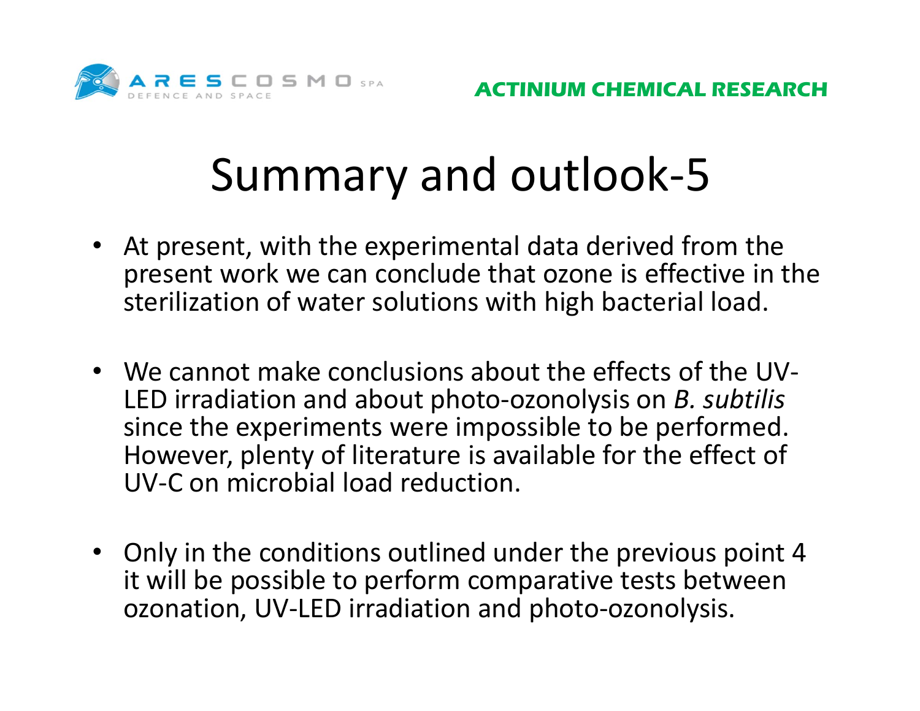# Summary and outlook-5

- At present, with the experimental data derived from the present work we can conclude that ozone is effective in the sterilization of water solutions with high bacterial load.

- We cannot make conclusions about the effects of the UV-LED irradiation and about photo-ozonolysis on *B. subtilis* since the experiments were impossible to be performed. However, plenty of literature is available for the effect of UV-C on microbial load reduction.

- Only in the conditions outlined under the previous point 4 it will be possible to perform comparative tests between ozonation, UV-LED irradiation and photo-ozonolysis.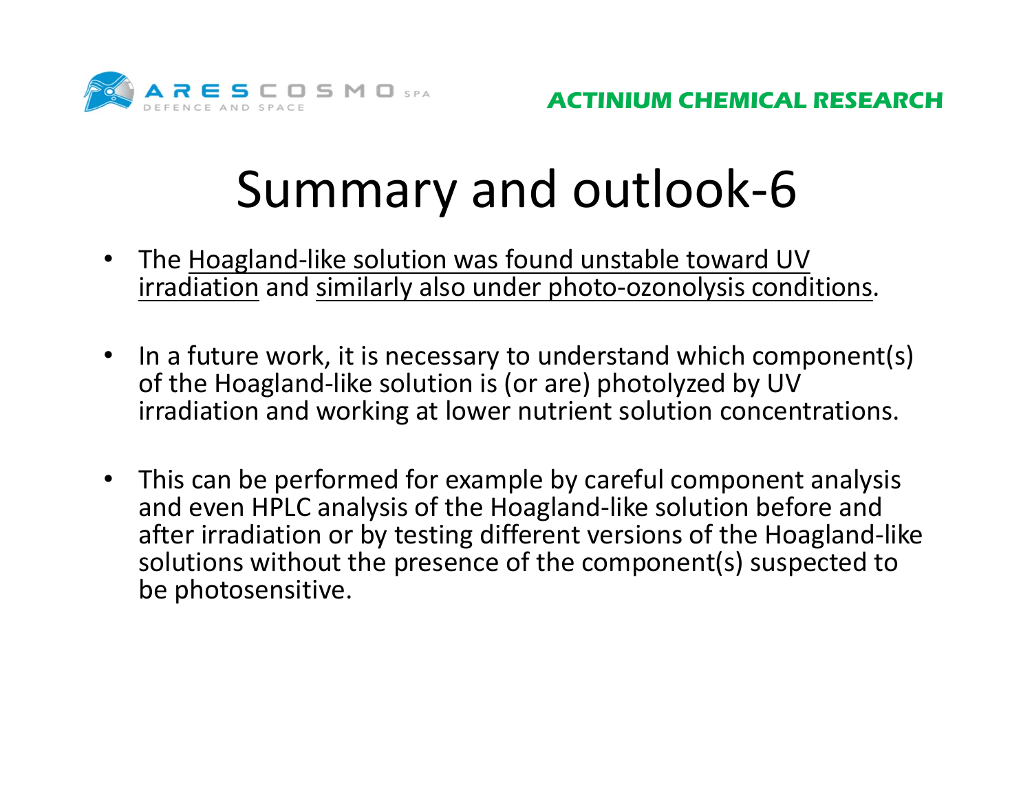# Summary and outlook-6

- The Hoagland-like solution was found unstable toward UV irradiation and similarly also under photo-ozonolysis conditions.
- In a future work, it is necessary to understand which component(s) of the Hoagland-like solution is (or are) photolyzed by UV irradiation and working at lower nutrient solution concentrations.
- This can be performed for example by careful component analysis and even HPLC analysis of the Hoagland-like solution before and after irradiation or by testing different versions of the Hoagland-like solutions without the presence of the component(s) suspected to be photosensitive.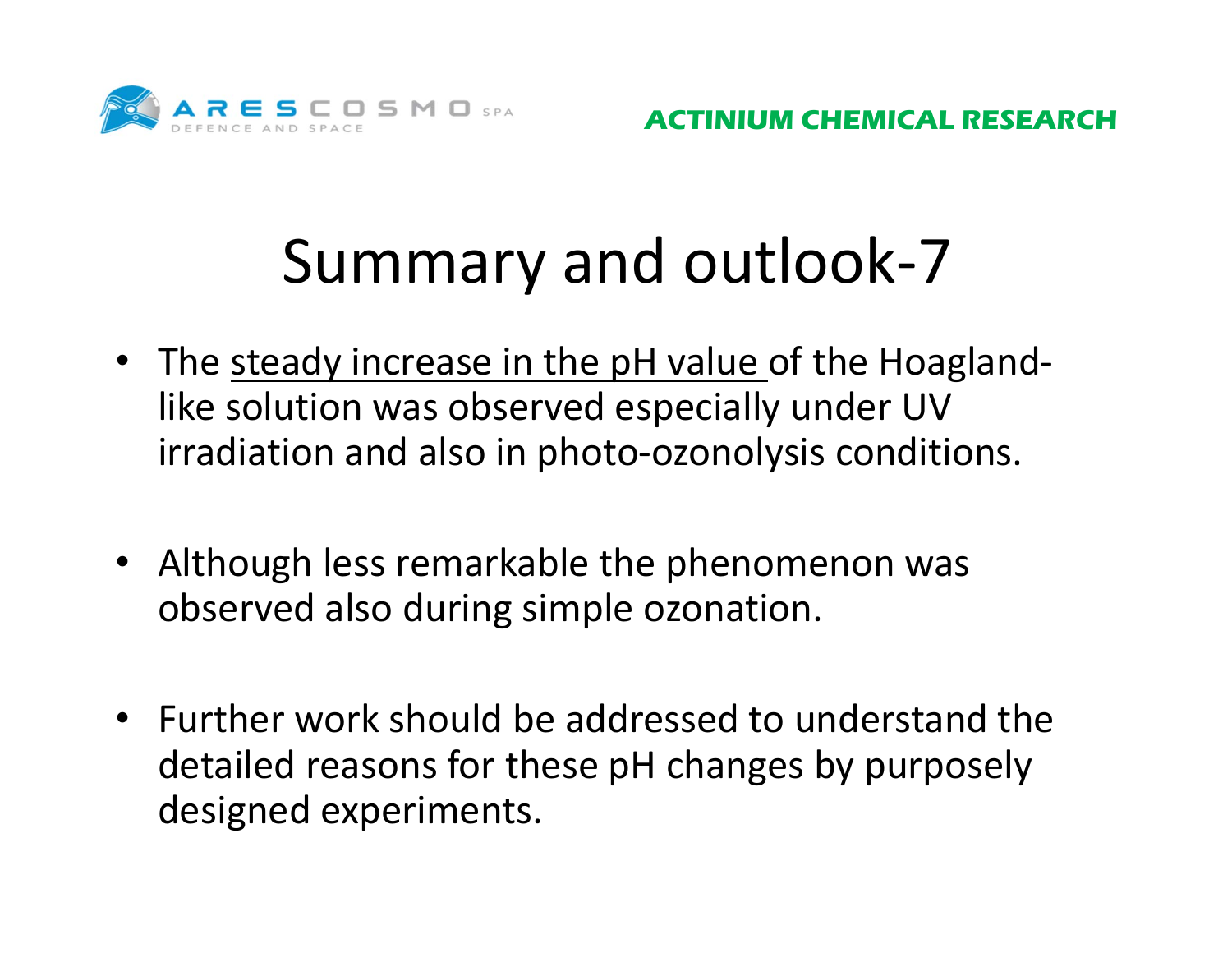# Summary and outlook-7

- The steady increase in the pH value of the Hoagland-like solution was observed especially under UV irradiation and also in photo-ozonolysis conditions.
- Although less remarkable the phenomenon was observed also during simple ozonation.
- Further work should be addressed to understand the detailed reasons for these pH changes by purposely designed experiments.